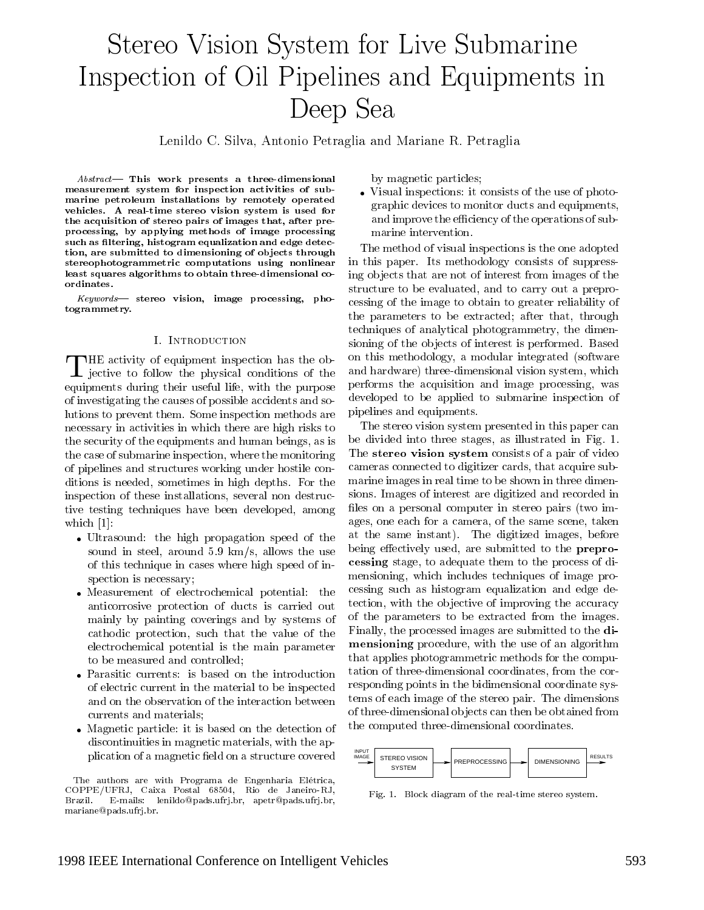# Stereo Vision System for Live Submarine Inspection of Oil Pipelines and Equipments in Deep Sea

Lenildo C. Silva, Antonio Petraglia and Mariane R. Petraglia

*Abstract*— **This work presents a three-dimensional measurement system for inspection activities of submarine petroleum installations by remotely operated vehicles. A real-time stereo vision system is used for the acquisition of stereo pairs of images that, after preprocessing, by applying methods of image processing such as filtering, histogram equalization and edge detection, are submitted to dimensioning of objects through stereophotogrammetric computations using nonlinear least squares algorithms to obtain three-dimensional coordinates.**

*Keywords*— **stereo vision, image processing, photogrammetry.**

## I. Introduction

The activity of equipment inspection has the objective to follow the physical conditions of the equipments during their useful life, with the purpose of investigating the causes of possible accidents and solutions to prevent them. Some inspection methods are necessary in activities in which there are high risks to the security of the equipments and human beings, as is the case of submarine inspection, where the monitoring of pipelines and structures working under hostile conditions is needed, sometimes in high depths. For the inspection of these installations, several non destructive testing techniques have been developed, among which [1]:

- Ultrasound: the high propagation speed of the sound in steel, around 5.9 km/s, allows the use of this technique in cases where high speed of inspection is necessary;
- Measurement of electrochemical potential: the anticorrosive protection of ducts is carried out mainly by painting coverings and by systems of cathodic protection, such that the value of the electrochemical potential is the main parameter to be measured and controlled;
- Parasitic currents: is based on the introduction of electric current in the material to be inspected and on the observation of the interaction between currents and materials;
- Magnetic particle: it is based on the detection of discontinuities in magnetic materials, with the application of a magnetic field on a structure covered by magnetic particles;
- Visual inspections: it consists of the use of photographic devices to monitor ducts and equipments, and improve the efficiency of the operations of submarine intervention.

The method of visual inspections is the one adopted in this paper. Its methodology consists of suppressing objects that are not of interest from images of the structure to be evaluated, and to carry out a preprocessing of the image to obtain to greater reliability of the parameters to be extracted; after that, through techniques of analytical photogrammetry, the dimensioning of the objects of interest is performed. Based on this methodology, a modular integrated (software and hardware) three-dimensional vision system, which performs the acquisition and image processing, was developed to be applied to submarine inspection of pipelines and equipments.

The stereo vision system presented in this paper can be divided into three stages, as illustrated in Fig. 1. The **stereo vision system** consists of a pair of video cameras connected to digitizer cards, that acquire submarine images in real time to be shown in three dimensions. Images of interest are digitized and recorded in files on a personal computer in stereo pairs (two images, one each for a camera, of the same scene, taken at the same instant). The digitized images, before being effectively used, are submitted to the **preprocessing** stage, to adequate them to the process of dimensioning, which includes techniques of image processing such as histogram equalization and edge detection, with the objective of improving the accuracy of the parameters to be extracted from the images. Finally, the processed images are submitted to the **dimensioning** procedure, with the use of an algorithm that applies photogrammetric methods for the computation of three-dimensional coordinates, from the corresponding points in the bidimensional coordinate systems of each image of the stereo pair. The dimensions of three-dimensional objects can then be obtained from the computed three-dimensional coordinates.

INPUT IMAGE → STEREO VISION SYSTEM → PREPROCESSING → DIMENSIONING → RESULTS

Fig. 1. Block diagram of the real-time stereo system.

The authors are with Programa de Engenharia Elétrica, COPPE/UFRJ, Caixa Postal 68504, Rio de Janeiro-RJ, Brazil. E-mails: lenildo@pads.ufrj.br, apetr@pads.ufrj.br, mariane@pads.ufrj.br.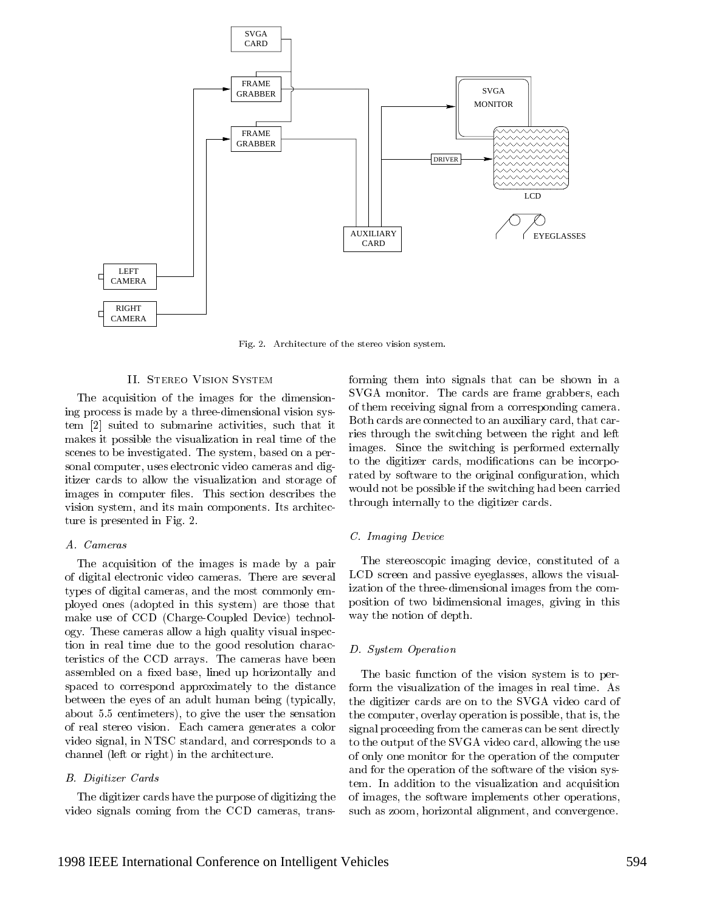Fig. 2. Architecture of the stereo vision system.

## II. Stereo Vision System

The acquisition of the images for the dimensioning process is made by a three-dimensional vision system [2] suited to submarine activities, such that it makes it possible the visualization in real time of the scenes to be investigated. The system, based on a personal computer, uses electronic video cameras and digitizer cards to allow the visualization and storage of images in computer files. This section describes the vision system, and its main components. Its architecture is presented in Fig. 2.

### *A. Cameras*

The acquisition of the images is made by a pair of digital electronic video cameras. There are several types of digital cameras, and the most commonly employed ones (adopted in this system) are those that make use of CCD (Charge-Coupled Device) technology. These cameras allow a high quality visual inspection in real time due to the good resolution characteristics of the CCD arrays. The cameras have been assembled on a fixed base, lined up horizontally and spaced to correspond approximately to the distance between the eyes of an adult human being (typically, about 5.5 centimeters), to give the user the sensation of real stereo vision. Each camera generates a color video signal, in NTSC standard, and corresponds to a channel (left or right) in the architecture.

### *B. Digitizer Cards*

The digitizer cards have the purpose of digitizing the video signals coming from the CCD cameras, transforming them into signals that can be shown in a SVGA monitor. The cards are frame grabbers, each of them receiving signal from a corresponding camera. Both cards are connected to an auxiliary card, that carries through the switching between the right and left images. Since the switching is performed externally to the digitizer cards, modifications can be incorporated by software to the original configuration, which would not be possible if the switching had been carried through internally to the digitizer cards.

### *C. Imaging Device*

The stereoscopic imaging device, constituted of a LCD screen and passive eyeglasses, allows the visualization of the three-dimensional images from the composition of two bidimensional images, giving in this way the notion of depth.

### *D. System Operation*

The basic function of the vision system is to perform the visualization of the images in real time. As the digitizer cards are on to the SVGA video card of the computer, overlay operation is possible, that is, the signal proceeding from the cameras can be sent directly to the output of the SVGA video card, allowing the use of only one monitor for the operation of the computer and for the operation of the software of the vision system. In addition to the visualization and acquisition of images, the software implements other operations, such as zoom, horizontal alignment, and convergence.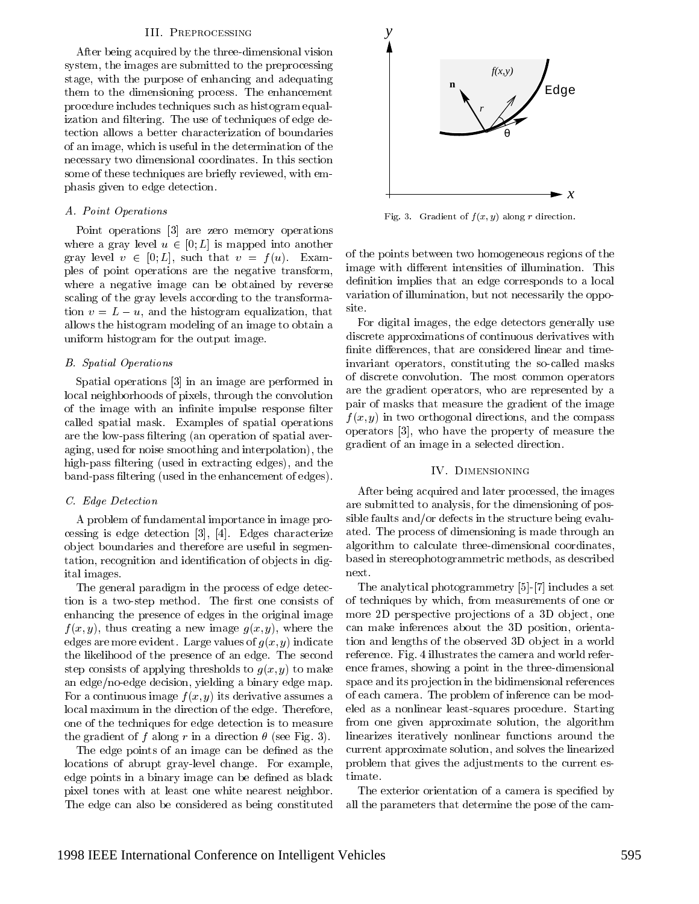## III. Preprocessing

After being acquired by the three-dimensional vision system, the images are submitted to the preprocessing stage, with the purpose of enhancing and adequating them to the dimensioning process. The enhancement procedure includes techniques such as histogram equalization and filtering. The use of techniques of edge detection allows a better characterization of boundaries of an image, which is useful in the determination of the necessary two dimensional coordinates. In this section some of these techniques are briefly reviewed, with emphasis given to edge detection.

### *A. Point Operations*

Point operations [3] are zero memory operations where a gray level $u \in [0; L]$ is mapped into another gray level $v \in [0; L]$, such that $v = f(u)$. Examples of point operations are the negative transform, where a negative image can be obtained by reverse scaling of the gray levels according to the transformation $v = L - u$, and the histogram equalization, that allows the histogram modeling of an image to obtain a uniform histogram for the output image.

### *B. Spatial Operations*

Spatial operations [3] in an image are performed in local neighborhoods of pixels, through the convolution of the image with an infinite impulse response filter called spatial mask. Examples of spatial operations are the low-pass filtering (an operation of spatial averaging, used for noise smoothing and interpolation), the high-pass filtering (used in extracting edges), and the band-pass filtering (used in the enhancement of edges).

### *C. Edge Detection*

A problem of fundamental importance in image processing is edge detection [3], [4]. Edges characterize object boundaries and therefore are useful in segmentation, recognition and identification of objects in digital images.

The general paradigm in the process of edge detection is a two-step method. The first one consists of enhancing the presence of edges in the original image $f(x, y)$, thus creating a new image $g(x, y)$, where the edges are more evident. Large values of $g(x, y)$ indicate the likelihood of the presence of an edge. The second step consists of applying thresholds to $g(x, y)$ to make an edge/no-edge decision, yielding a binary edge map. For a continuous image $f(x, y)$ its derivative assumes a local maximum in the direction of the edge. Therefore, one of the techniques for edge detection is to measure the gradient of $f$ along $r$ in a direction $\theta$ (see Fig. 3).

The edge points of an image can be defined as the locations of abrupt gray-level change. For example, edge points in a binary image can be defined as black pixel tones with at least one white nearest neighbor. The edge can also be considered as being constituted of the points between two homogeneous regions of the image with different intensities of illumination. This definition implies that an edge corresponds to a local variation of illumination, but not necessarily the opposite.

Fig. 3. Gradient of $f(x, y)$ along $r$ direction.

For digital images, the edge detectors generally use discrete approximations of continuous derivatives with finite differences, that are considered linear and time-invariant operators, constituting the so-called masks of discrete convolution. The most common operators are the gradient operators, who are represented by a pair of masks that measure the gradient of the image $f(x, y)$ in two orthogonal directions, and the compass operators [3], who have the property of measure the gradient of an image in a selected direction.

## IV. Dimensioning

After being acquired and later processed, the images are submitted to analysis, for the dimensioning of possible faults and/or defects in the structure being evaluated. The process of dimensioning is made through an algorithm to calculate three-dimensional coordinates, based in stereophotogrammetric methods, as described next.

The analytical photogrammetry [5]-[7] includes a set of techniques by which, from measurements of one or more 2D perspective projections of a 3D object, one can make inferences about the 3D position, orientation and lengths of the observed 3D object in a world reference. Fig. 4 illustrates the camera and world reference frames, showing a point in the three-dimensional space and its projection in the bidimensional references of each camera. The problem of inference can be modeled as a nonlinear least-squares procedure. Starting from one given approximate solution, the algorithm linearizes iteratively nonlinear functions around the current approximate solution, and solves the linearized problem that gives the adjustments to the current estimate.

The exterior orientation of a camera is specified by all the parameters that determine the pose of the cam-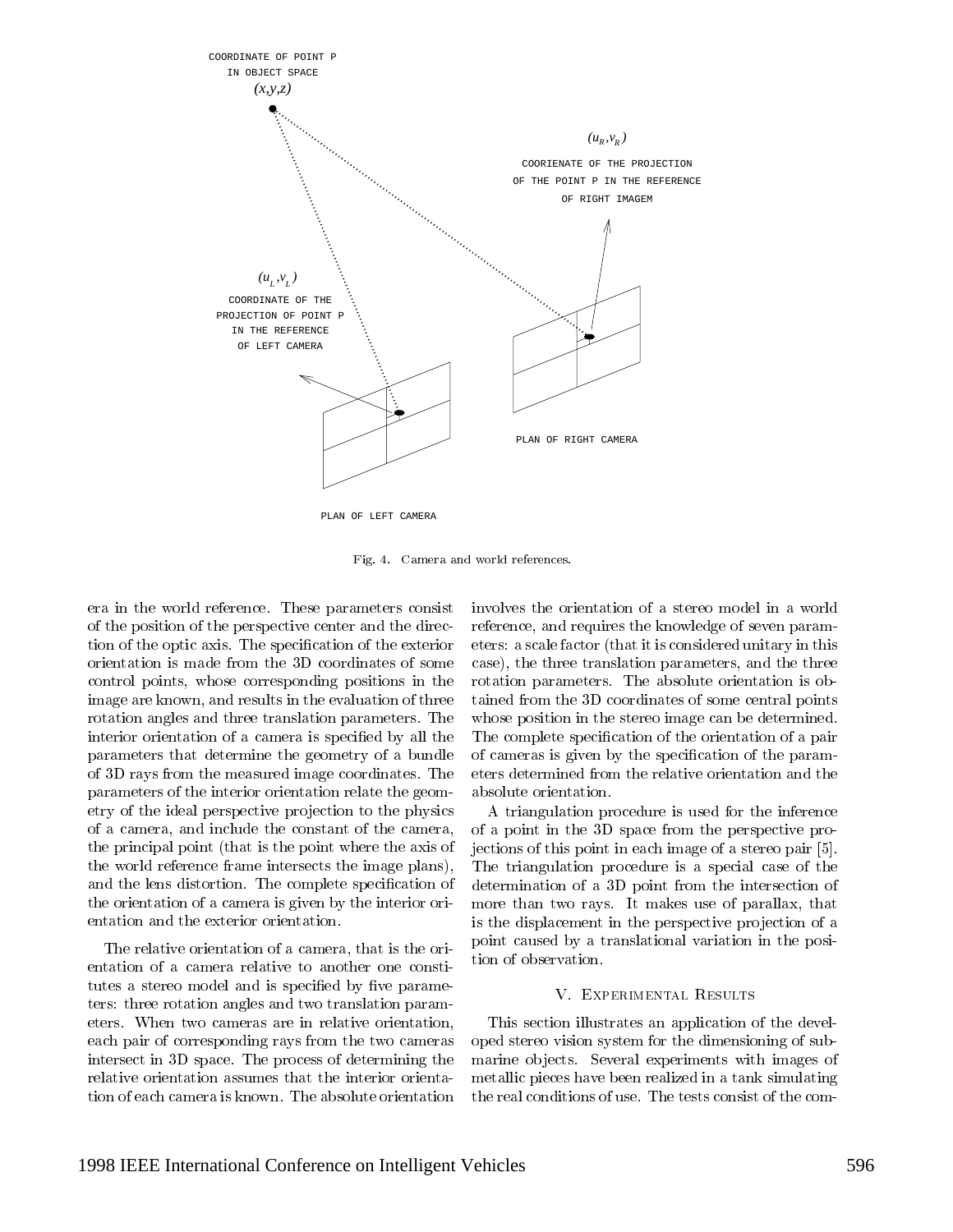Fig. 4. Camera and world references.

era in the world reference. These parameters consist of the position of the perspective center and the direction of the optic axis. The specification of the exterior orientation is made from the 3D coordinates of some control points, whose corresponding positions in the image are known, and results in the evaluation of three rotation angles and three translation parameters. The interior orientation of a camera is specified by all the parameters that determine the geometry of a bundle of 3D rays from the measured image coordinates. The parameters of the interior orientation relate the geometry of the ideal perspective projection to the physics of a camera, and include the constant of the camera, the principal point (that is the point where the axis of the world reference frame intersects the image plans), and the lens distortion. The complete specification of the orientation of a camera is given by the interior orientation and the exterior orientation.

The relative orientation of a camera, that is the orientation of a camera relative to another one constitutes a stereo model and is specified by five parameters: three rotation angles and two translation parameters. When two cameras are in relative orientation, each pair of corresponding rays from the two cameras intersect in 3D space. The process of determining the relative orientation assumes that the interior orientation of each camera is known. The absolute orientation involves the orientation of a stereo model in a world reference, and requires the knowledge of seven parameters: a scale factor (that it is considered unitary in this case), the three translation parameters, and the three rotation parameters. The absolute orientation is obtained from the 3D coordinates of some central points whose position in the stereo image can be determined. The complete specification of the orientation of a pair of cameras is given by the specification of the parameters determined from the relative orientation and the absolute orientation.

A triangulation procedure is used for the inference of a point in the 3D space from the perspective projections of this point in each image of a stereo pair [5]. The triangulation procedure is a special case of the determination of a 3D point from the intersection of more than two rays. It makes use of parallax, that is the displacement in the perspective projection of a point caused by a translational variation in the position of observation.

## V. Experimental Results

This section illustrates an application of the developed stereo vision system for the dimensioning of submarine objects. Several experiments with images of metallic pieces have been realized in a tank simulating the real conditions of use. The tests consist of the com-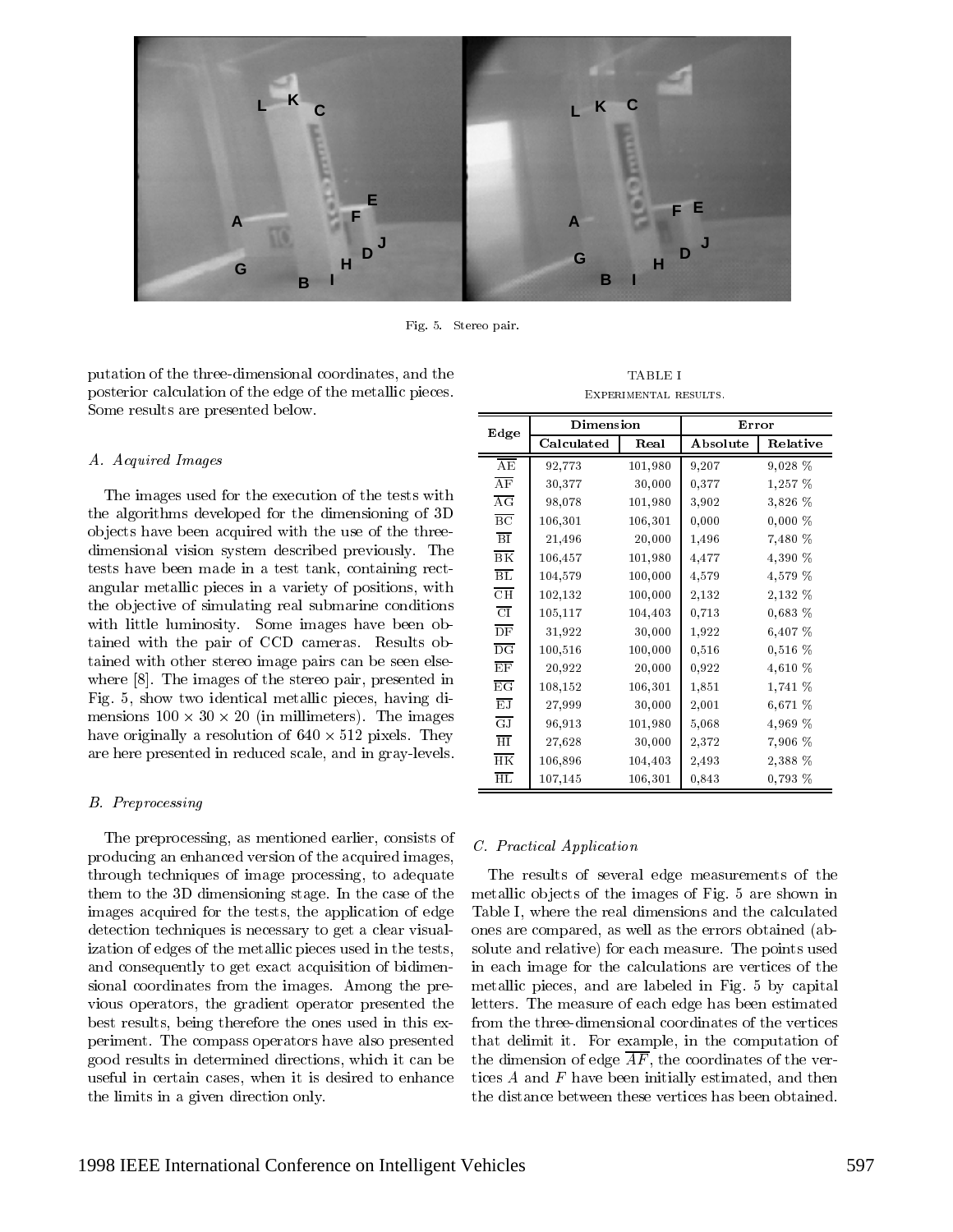Fig. 5. Stereo pair.

putation of the three-dimensional coordinates, and the posterior calculation of the edge of the metallic pieces. Some results are presented below.

### A. Acquired Images

The images used for the execution of the tests with the algorithms developed for the dimensioning of 3D objects have been acquired with the use of the three-dimensional vision system described previously. The tests have been made in a test tank, containing rectangular metallic pieces in a variety of positions, with the objective of simulating real submarine conditions with little luminosity. Some images have been obtained with the pair of CCD cameras. Results obtained with other stereo image pairs can be seen elsewhere [8]. The images of the stereo pair, presented in Fig. 5, show two identical metallic pieces, having dimensions $100 \times 30 \times 20$ (in millimeters). The images have originally a resolution of $640 \times 512$ pixels. They are here presented in reduced scale, and in gray-levels.

### B. Preprocessing

The preprocessing, as mentioned earlier, consists of producing an enhanced version of the acquired images, through techniques of image processing, to adequate them to the 3D dimensioning stage. In the case of the images acquired for the tests, the application of edge detection techniques is necessary to get a clear visualization of edges of the metallic pieces used in the tests, and consequently to get exact acquisition of bidimensional coordinates from the images. Among the previous operators, the gradient operator presented the best results, being therefore the ones used in this experiment. The compass operators have also presented good results in determined directions, which it can be useful in certain cases, when it is desired to enhance the limits in a given direction only.

TABLE I
Experimental results.

| Edge | Dimension | | Error | |
|---|---|---|---|---|
| | Calculated | Real | Absolute | Relative |
| $\overline{AE}$ | 92,773 | 101,980 | 9,207 | 9,028 % |
| $\overline{AF}$ | 30,377 | 30,000 | 0,377 | 1,257 % |
| $\overline{AG}$ | 98,078 | 101,980 | 3,902 | 3,826 % |
| $\overline{BC}$ | 106,301 | 106,301 | 0,000 | 0,000 % |
| $\overline{BI}$ | 21,496 | 20,000 | 1,496 | 7,480 % |
| $\overline{BK}$ | 106,457 | 101,980 | 4,477 | 4,390 % |
| $\overline{BL}$ | 104,579 | 100,000 | 4,579 | 4,579 % |
| $\overline{CH}$ | 102,132 | 100,000 | 2,132 | 2,132 % |
| $\overline{CI}$ | 105,117 | 104,403 | 0,713 | 0,683 % |
| $\overline{DF}$ | 31,922 | 30,000 | 1,922 | 6,407 % |
| $\overline{DG}$ | 100,516 | 100,000 | 0,516 | 0,516 % |
| $\overline{EF}$ | 20,922 | 20,000 | 0,922 | 4,610 % |
| $\overline{EG}$ | 108,152 | 106,301 | 1,851 | 1,741 % |
| $\overline{EJ}$ | 27,999 | 30,000 | 2,001 | 6,671 % |
| $\overline{GJ}$ | 96,913 | 101,980 | 5,068 | 4,969 % |
| $\overline{HI}$ | 27,628 | 30,000 | 2,372 | 7,906 % |
| $\overline{HK}$ | 106,896 | 104,403 | 2,493 | 2,388 % |
| $\overline{HL}$ | 107,145 | 106,301 | 0,843 | 0,793 % |

### C. Practical Application

The results of several edge measurements of the metallic objects of the images of Fig. 5 are shown in Table I, where the real dimensions and the calculated ones are compared, as well as the errors obtained (absolute and relative) for each measure. The points used in each image for the calculations are vertices of the metallic pieces, and are labeled in Fig. 5 by capital letters. The measure of each edge has been estimated from the three-dimensional coordinates of the vertices that delimit it. For example, in the computation of the dimension of edge $\overline{AF}$, the coordinates of the vertices $A$ and $F$ have been initially estimated, and then the distance between these vertices has been obtained.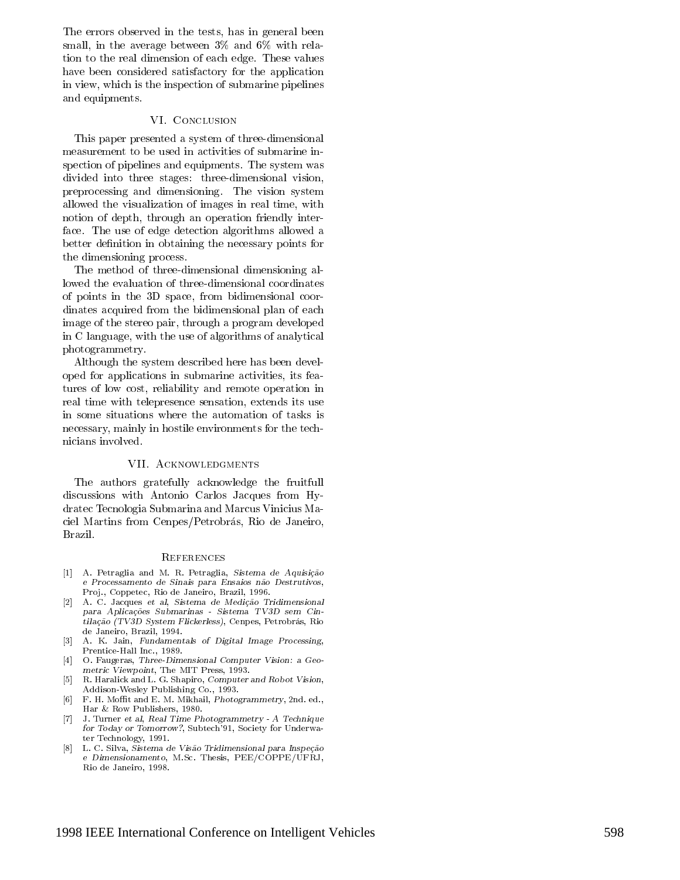The errors observed in the tests, has in general been small, in the average between 3% and 6% with relation to the real dimension of each edge. These values have been considered satisfactory for the application in view, which is the inspection of submarine pipelines and equipments.

## VI. Conclusion

This paper presented a system of three-dimensional measurement to be used in activities of submarine inspection of pipelines and equipments. The system was divided into three stages: three-dimensional vision, preprocessing and dimensioning. The vision system allowed the visualization of images in real time, with notion of depth, through an operation friendly interface. The use of edge detection algorithms allowed a better definition in obtaining the necessary points for the dimensioning process.

The method of three-dimensional dimensioning allowed the evaluation of three-dimensional coordinates of points in the 3D space, from bidimensional coordinates acquired from the bidimensional plan of each image of the stereo pair, through a program developed in C language, with the use of algorithms of analytical photogrammetry.

Although the system described here has been developed for applications in submarine activities, its features of low cost, reliability and remote operation in real time with telepresence sensation, extends its use in some situations where the automation of tasks is necessary, mainly in hostile environments for the technicians involved.

## VII. Acknowledgments

The authors gratefully acknowledge the fruitfull discussions with Antonio Carlos Jacques from Hydratec Tecnologia Submarina and Marcus Vinicius Maciel Martins from Cenpes/Petrobrás, Rio de Janeiro, Brazil.

## References

[1] A. Petraglia and M. R. Petraglia, *Sistema de Aquisição e Processamento de Sinais para Ensaios não Destrutivos*, Proj., Coppetec, Rio de Janeiro, Brazil, 1996.

[2] A. C. Jacques *et al*, *Sistema de Medição Tridimensional para Aplicações Submarinas - Sistema TV3D sem Cintilação (TV3D System Flickerless)*, Cenpes, Petrobrás, Rio de Janeiro, Brazil, 1994.

[3] A. K. Jain, *Fundamentals of Digital Image Processing*, Prentice-Hall Inc., 1989.

[4] O. Faugeras, *Three-Dimensional Computer Vision: a Geometric Viewpoint*, The MIT Press, 1993.

[5] R. Haralick and L. G. Shapiro, *Computer and Robot Vision*, Addison-Wesley Publishing Co., 1993.

[6] F. H. Moffit and E. M. Mikhail, *Photogrammetry*, 2nd. ed., Har & Row Publishers, 1980.

[7] J. Turner *et al*, *Real Time Photogrammetry - A Technique for Today or Tomorrow?*, Subtech'91, Society for Underwater Technology, 1991.

[8] L. C. Silva, *Sistema de Visão Tridimensional para Inspeção e Dimensionamento*, M.Sc. Thesis, PEE/COPPE/UFRJ, Rio de Janeiro, 1998.